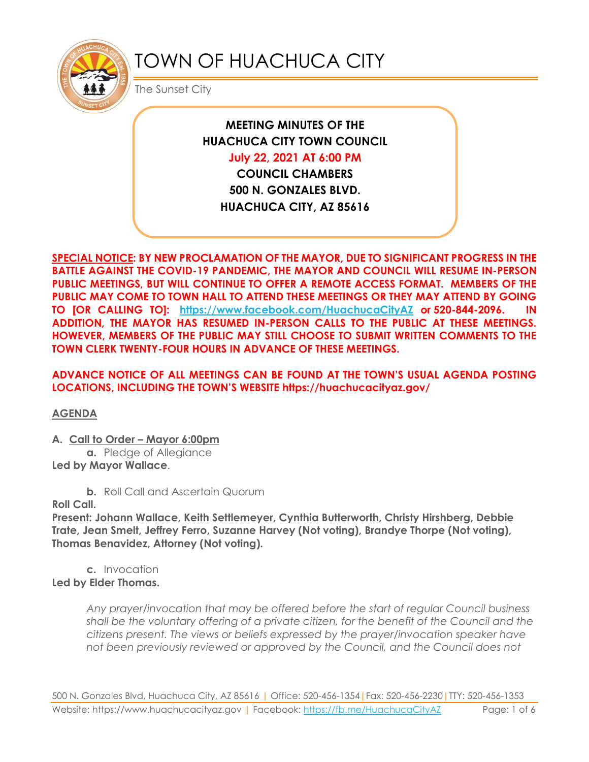# TOWN OF HUACHUCA CITY

The Sunset City

**MEETING MINUTES OF THE**
**HUACHUCA CITY TOWN COUNCIL**
**July 22, 2021 AT 6:00 PM**
**COUNCIL CHAMBERS**
**500 N. GONZALES BLVD.**
**HUACHUCA CITY, AZ 85616**

**SPECIAL NOTICE: BY NEW PROCLAMATION OF THE MAYOR, DUE TO SIGNIFICANT PROGRESS IN THE BATTLE AGAINST THE COVID-19 PANDEMIC, THE MAYOR AND COUNCIL WILL RESUME IN-PERSON PUBLIC MEETINGS, BUT WILL CONTINUE TO OFFER A REMOTE ACCESS FORMAT. MEMBERS OF THE PUBLIC MAY COME TO TOWN HALL TO ATTEND THESE MEETINGS OR THEY MAY ATTEND BY GOING TO [OR CALLING TO]: https://www.facebook.com/HuachucaCityAZ or 520-844-2096. IN ADDITION, THE MAYOR HAS RESUMED IN-PERSON CALLS TO THE PUBLIC AT THESE MEETINGS. HOWEVER, MEMBERS OF THE PUBLIC MAY STILL CHOOSE TO SUBMIT WRITTEN COMMENTS TO THE TOWN CLERK TWENTY-FOUR HOURS IN ADVANCE OF THESE MEETINGS.**

**ADVANCE NOTICE OF ALL MEETINGS CAN BE FOUND AT THE TOWN'S USUAL AGENDA POSTING LOCATIONS, INCLUDING THE TOWN'S WEBSITE https://huachucacityaz.gov/**

## AGENDA

**A. Call to Order – Mayor 6:00pm**

**a.** Pledge of Allegiance

**Led by Mayor Wallace**.

**b.** Roll Call and Ascertain Quorum

**Roll Call.**

**Present: Johann Wallace, Keith Settlemeyer, Cynthia Butterworth, Christy Hirshberg, Debbie Trate, Jean Smelt, Jeffrey Ferro, Suzanne Harvey (Not voting), Brandye Thorpe (Not voting), Thomas Benavidez, Attorney (Not voting).**

**c.** Invocation

**Led by Elder Thomas.**

*Any prayer/invocation that may be offered before the start of regular Council business shall be the voluntary offering of a private citizen, for the benefit of the Council and the citizens present. The views or beliefs expressed by the prayer/invocation speaker have not been previously reviewed or approved by the Council, and the Council does not*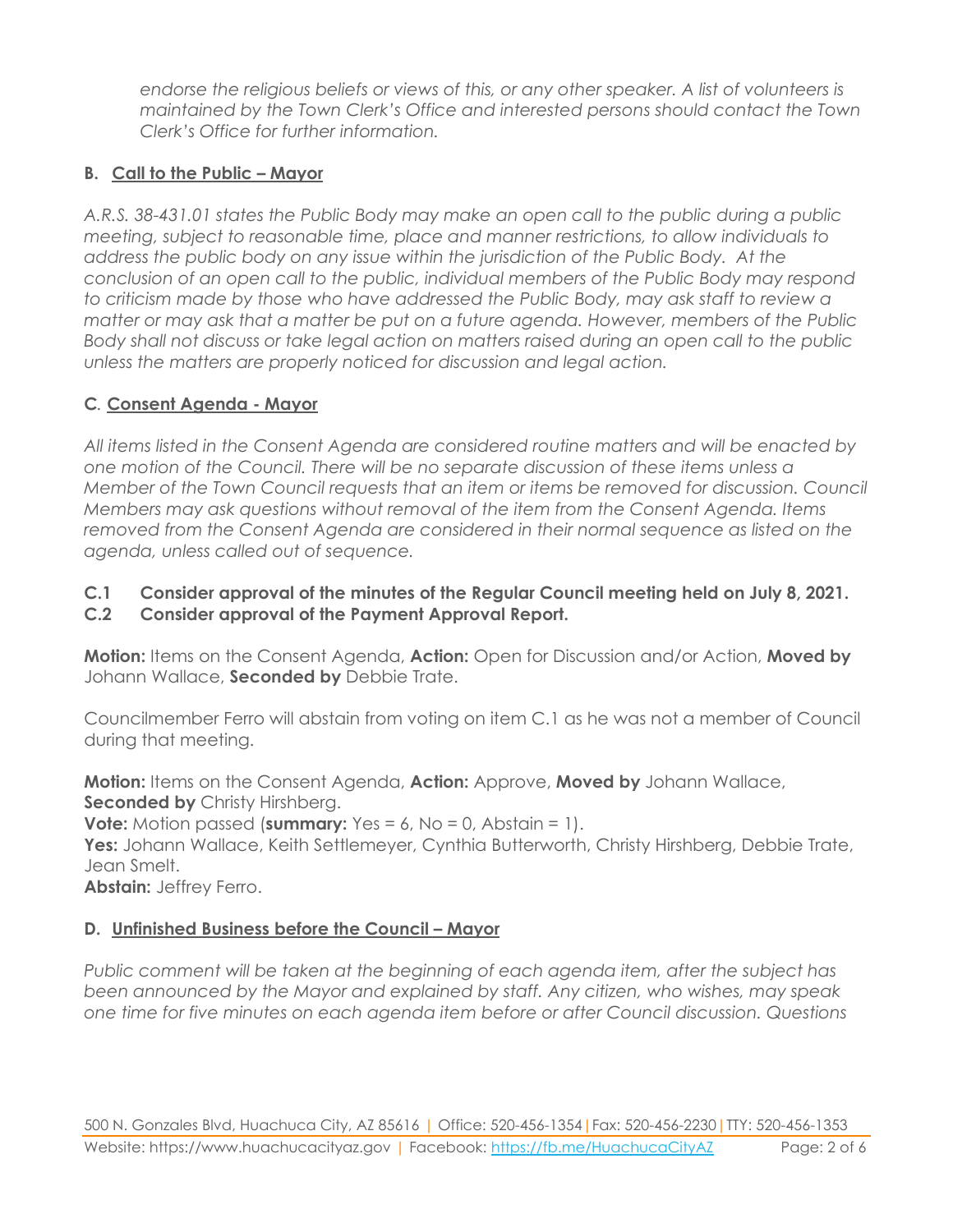*endorse the religious beliefs or views of this, or any other speaker. A list of volunteers is maintained by the Town Clerk's Office and interested persons should contact the Town Clerk's Office for further information.*

### B. Call to the Public – Mayor

*A.R.S. 38-431.01 states the Public Body may make an open call to the public during a public meeting, subject to reasonable time, place and manner restrictions, to allow individuals to address the public body on any issue within the jurisdiction of the Public Body. At the conclusion of an open call to the public, individual members of the Public Body may respond to criticism made by those who have addressed the Public Body, may ask staff to review a matter or may ask that a matter be put on a future agenda. However, members of the Public Body shall not discuss or take legal action on matters raised during an open call to the public unless the matters are properly noticed for discussion and legal action.*

### C. Consent Agenda - Mayor

*All items listed in the Consent Agenda are considered routine matters and will be enacted by one motion of the Council. There will be no separate discussion of these items unless a Member of the Town Council requests that an item or items be removed for discussion. Council Members may ask questions without removal of the item from the Consent Agenda. Items removed from the Consent Agenda are considered in their normal sequence as listed on the agenda, unless called out of sequence.*

**C.1 Consider approval of the minutes of the Regular Council meeting held on July 8, 2021.**
**C.2 Consider approval of the Payment Approval Report.**

**Motion:** Items on the Consent Agenda, **Action:** Open for Discussion and/or Action, **Moved by** Johann Wallace, **Seconded by** Debbie Trate.

Councilmember Ferro will abstain from voting on item C.1 as he was not a member of Council during that meeting.

**Motion:** Items on the Consent Agenda, **Action:** Approve, **Moved by** Johann Wallace, **Seconded by** Christy Hirshberg.
**Vote:** Motion passed (**summary:** Yes = 6, No = 0, Abstain = 1).
**Yes:** Johann Wallace, Keith Settlemeyer, Cynthia Butterworth, Christy Hirshberg, Debbie Trate, Jean Smelt.
**Abstain:** Jeffrey Ferro.

### D. Unfinished Business before the Council – Mayor

*Public comment will be taken at the beginning of each agenda item, after the subject has been announced by the Mayor and explained by staff. Any citizen, who wishes, may speak one time for five minutes on each agenda item before or after Council discussion. Questions*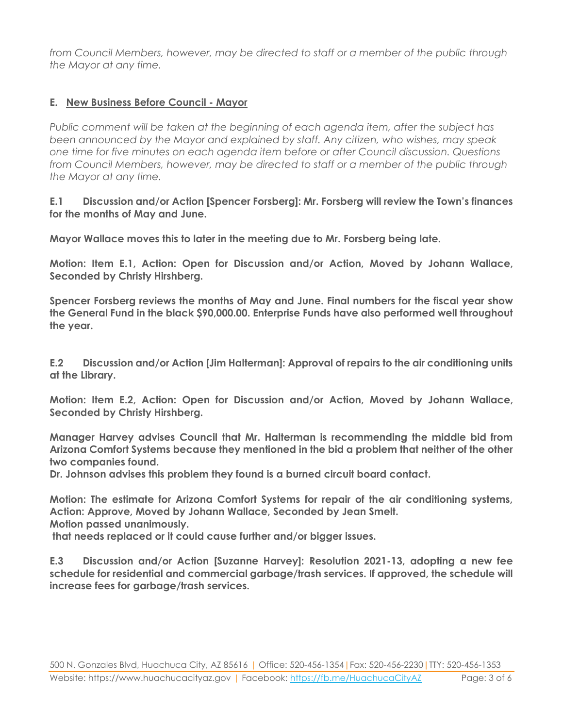*from Council Members, however, may be directed to staff or a member of the public through the Mayor at any time.*

**E. New Business Before Council - Mayor**

*Public comment will be taken at the beginning of each agenda item, after the subject has been announced by the Mayor and explained by staff. Any citizen, who wishes, may speak one time for five minutes on each agenda item before or after Council discussion. Questions from Council Members, however, may be directed to staff or a member of the public through the Mayor at any time.*

**E.1 Discussion and/or Action [Spencer Forsberg]: Mr. Forsberg will review the Town's finances for the months of May and June.**

**Mayor Wallace moves this to later in the meeting due to Mr. Forsberg being late.**

**Motion: Item E.1, Action: Open for Discussion and/or Action, Moved by Johann Wallace, Seconded by Christy Hirshberg.**

**Spencer Forsberg reviews the months of May and June. Final numbers for the fiscal year show the General Fund in the black $90,000.00. Enterprise Funds have also performed well throughout the year.**

**E.2 Discussion and/or Action [Jim Halterman]: Approval of repairs to the air conditioning units at the Library.**

**Motion: Item E.2, Action: Open for Discussion and/or Action, Moved by Johann Wallace, Seconded by Christy Hirshberg.**

**Manager Harvey advises Council that Mr. Halterman is recommending the middle bid from Arizona Comfort Systems because they mentioned in the bid a problem that neither of the other two companies found.**
**Dr. Johnson advises this problem they found is a burned circuit board contact.**

**Motion: The estimate for Arizona Comfort Systems for repair of the air conditioning systems, Action: Approve, Moved by Johann Wallace, Seconded by Jean Smelt.**
**Motion passed unanimously.**
**that needs replaced or it could cause further and/or bigger issues.**

**E.3 Discussion and/or Action [Suzanne Harvey]: Resolution 2021-13, adopting a new fee schedule for residential and commercial garbage/trash services. If approved, the schedule will increase fees for garbage/trash services.**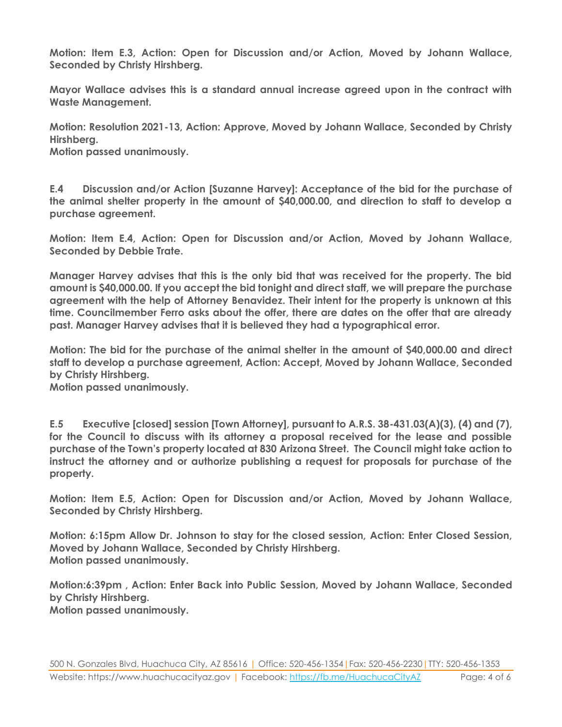**Motion: Item E.3, Action: Open for Discussion and/or Action, Moved by Johann Wallace, Seconded by Christy Hirshberg.**

**Mayor Wallace advises this is a standard annual increase agreed upon in the contract with Waste Management.**

**Motion: Resolution 2021-13, Action: Approve, Moved by Johann Wallace, Seconded by Christy Hirshberg.**
**Motion passed unanimously.**

**E.4 Discussion and/or Action [Suzanne Harvey]: Acceptance of the bid for the purchase of the animal shelter property in the amount of $40,000.00, and direction to staff to develop a purchase agreement.**

**Motion: Item E.4, Action: Open for Discussion and/or Action, Moved by Johann Wallace, Seconded by Debbie Trate.**

**Manager Harvey advises that this is the only bid that was received for the property. The bid amount is $40,000.00. If you accept the bid tonight and direct staff, we will prepare the purchase agreement with the help of Attorney Benavidez. Their intent for the property is unknown at this time. Councilmember Ferro asks about the offer, there are dates on the offer that are already past. Manager Harvey advises that it is believed they had a typographical error.**

**Motion: The bid for the purchase of the animal shelter in the amount of $40,000.00 and direct staff to develop a purchase agreement, Action: Accept, Moved by Johann Wallace, Seconded by Christy Hirshberg.**
**Motion passed unanimously.**

**E.5 Executive [closed] session [Town Attorney], pursuant to A.R.S. 38-431.03(A)(3), (4) and (7), for the Council to discuss with its attorney a proposal received for the lease and possible purchase of the Town's property located at 830 Arizona Street. The Council might take action to instruct the attorney and or authorize publishing a request for proposals for purchase of the property.**

**Motion: Item E.5, Action: Open for Discussion and/or Action, Moved by Johann Wallace, Seconded by Christy Hirshberg.**

**Motion: 6:15pm Allow Dr. Johnson to stay for the closed session, Action: Enter Closed Session, Moved by Johann Wallace, Seconded by Christy Hirshberg.**
**Motion passed unanimously.**

**Motion:6:39pm , Action: Enter Back into Public Session, Moved by Johann Wallace, Seconded by Christy Hirshberg.**
**Motion passed unanimously.**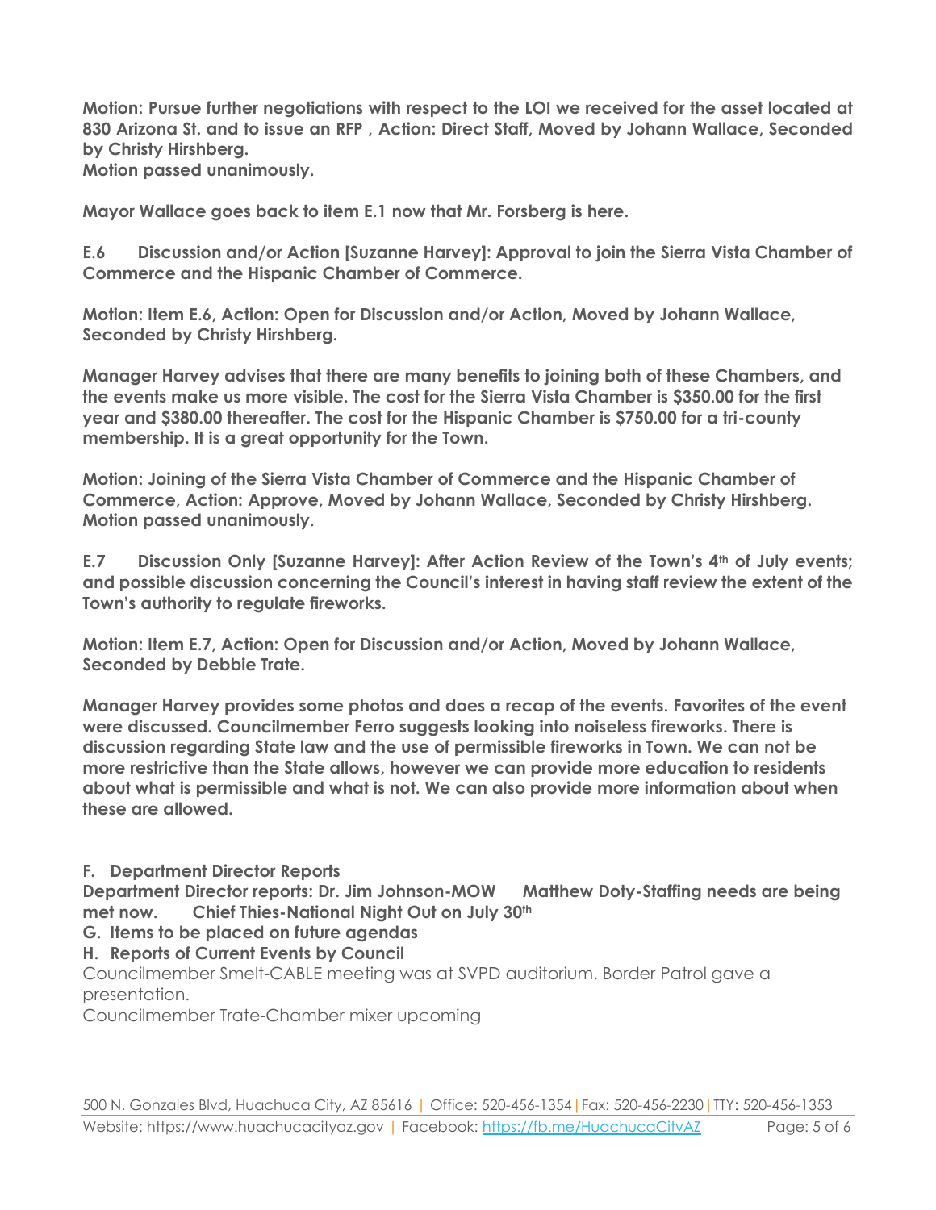**Motion: Pursue further negotiations with respect to the LOI we received for the asset located at 830 Arizona St. and to issue an RFP , Action: Direct Staff, Moved by Johann Wallace, Seconded by Christy Hirshberg.**
**Motion passed unanimously.**

**Mayor Wallace goes back to item E.1 now that Mr. Forsberg is here.**

**E.6 Discussion and/or Action [Suzanne Harvey]: Approval to join the Sierra Vista Chamber of Commerce and the Hispanic Chamber of Commerce.**

**Motion: Item E.6, Action: Open for Discussion and/or Action, Moved by Johann Wallace, Seconded by Christy Hirshberg.**

**Manager Harvey advises that there are many benefits to joining both of these Chambers, and the events make us more visible. The cost for the Sierra Vista Chamber is $350.00 for the first year and $380.00 thereafter. The cost for the Hispanic Chamber is $750.00 for a tri-county membership. It is a great opportunity for the Town.**

**Motion: Joining of the Sierra Vista Chamber of Commerce and the Hispanic Chamber of Commerce, Action: Approve, Moved by Johann Wallace, Seconded by Christy Hirshberg. Motion passed unanimously.**

**E.7 Discussion Only [Suzanne Harvey]: After Action Review of the Town's 4th of July events; and possible discussion concerning the Council's interest in having staff review the extent of the Town's authority to regulate fireworks.**

**Motion: Item E.7, Action: Open for Discussion and/or Action, Moved by Johann Wallace, Seconded by Debbie Trate.**

**Manager Harvey provides some photos and does a recap of the events. Favorites of the event were discussed. Councilmember Ferro suggests looking into noiseless fireworks. There is discussion regarding State law and the use of permissible fireworks in Town. We can not be more restrictive than the State allows, however we can provide more education to residents about what is permissible and what is not. We can also provide more information about when these are allowed.**

**F. Department Director Reports**
**Department Director reports: Dr. Jim Johnson-MOW Matthew Doty-Staffing needs are being met now. Chief Thies-National Night Out on July 30th**
**G. Items to be placed on future agendas**
**H. Reports of Current Events by Council**
Councilmember Smelt-CABLE meeting was at SVPD auditorium. Border Patrol gave a presentation.
Councilmember Trate-Chamber mixer upcoming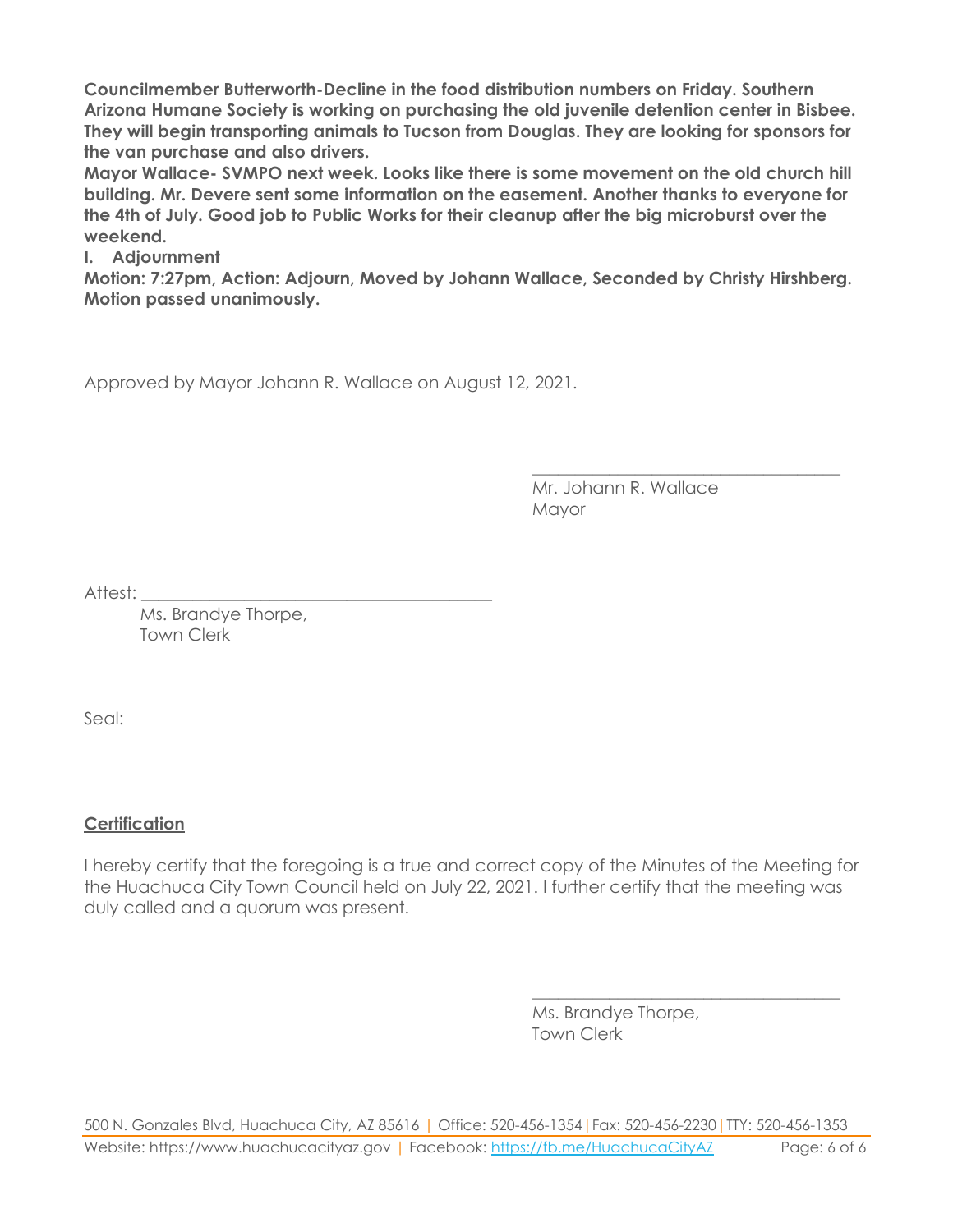**Councilmember Butterworth-Decline in the food distribution numbers on Friday. Southern Arizona Humane Society is working on purchasing the old juvenile detention center in Bisbee. They will begin transporting animals to Tucson from Douglas. They are looking for sponsors for the van purchase and also drivers.**

**Mayor Wallace- SVMPO next week. Looks like there is some movement on the old church hill building. Mr. Devere sent some information on the easement. Another thanks to everyone for the 4th of July. Good job to Public Works for their cleanup after the big microburst over the weekend.**

**I. Adjournment**

**Motion: 7:27pm, Action: Adjourn, Moved by Johann Wallace, Seconded by Christy Hirshberg. Motion passed unanimously.**

Approved by Mayor Johann R. Wallace on August 12, 2021.

\_\_\_\_\_\_\_\_\_\_\_\_\_\_\_\_\_\_\_\_\_\_\_\_\_\_\_\_\_\_\_\_\_\_\_
Mr. Johann R. Wallace
Mayor

Attest: \_\_\_\_\_\_\_\_\_\_\_\_\_\_\_\_\_\_\_\_\_\_\_\_\_\_\_\_\_\_\_\_\_\_\_\_\_\_\_\_
Ms. Brandye Thorpe,
Town Clerk

Seal:

**<u>Certification</u>**

I hereby certify that the foregoing is a true and correct copy of the Minutes of the Meeting for the Huachuca City Town Council held on July 22, 2021. I further certify that the meeting was duly called and a quorum was present.

\_\_\_\_\_\_\_\_\_\_\_\_\_\_\_\_\_\_\_\_\_\_\_\_\_\_\_\_\_\_\_\_\_\_\_
Ms. Brandye Thorpe,
Town Clerk

500 N. Gonzales Blvd, Huachuca City, AZ 85616 | Office: 520-456-1354 | Fax: 520-456-2230 | TTY: 520-456-1353
Website: https://www.huachucacityaz.gov | Facebook: https://fb.me/HuachucaCityAZ